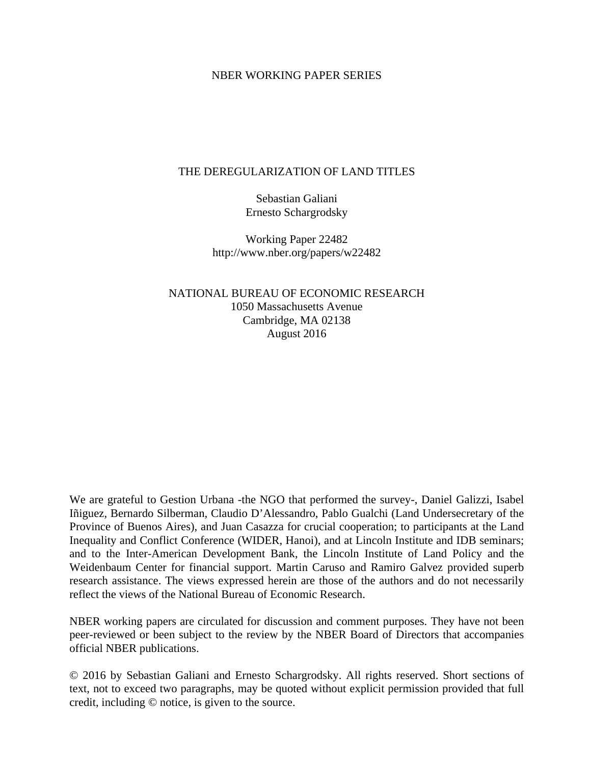NBER WORKING PAPER SERIES

# THE DEREGULARIZATION OF LAND TITLES

Sebastian Galiani
Ernesto Schargrodsky

Working Paper 22482
http://www.nber.org/papers/w22482

NATIONAL BUREAU OF ECONOMIC RESEARCH
1050 Massachusetts Avenue
Cambridge, MA 02138
August 2016

We are grateful to Gestion Urbana -the NGO that performed the survey-, Daniel Galizzi, Isabel Iñiguez, Bernardo Silberman, Claudio D'Alessandro, Pablo Gualchi (Land Undersecretary of the Province of Buenos Aires), and Juan Casazza for crucial cooperation; to participants at the Land Inequality and Conflict Conference (WIDER, Hanoi), and at Lincoln Institute and IDB seminars; and to the Inter-American Development Bank, the Lincoln Institute of Land Policy and the Weidenbaum Center for financial support. Martin Caruso and Ramiro Galvez provided superb research assistance. The views expressed herein are those of the authors and do not necessarily reflect the views of the National Bureau of Economic Research.

NBER working papers are circulated for discussion and comment purposes. They have not been peer-reviewed or been subject to the review by the NBER Board of Directors that accompanies official NBER publications.

© 2016 by Sebastian Galiani and Ernesto Schargrodsky. All rights reserved. Short sections of text, not to exceed two paragraphs, may be quoted without explicit permission provided that full credit, including © notice, is given to the source.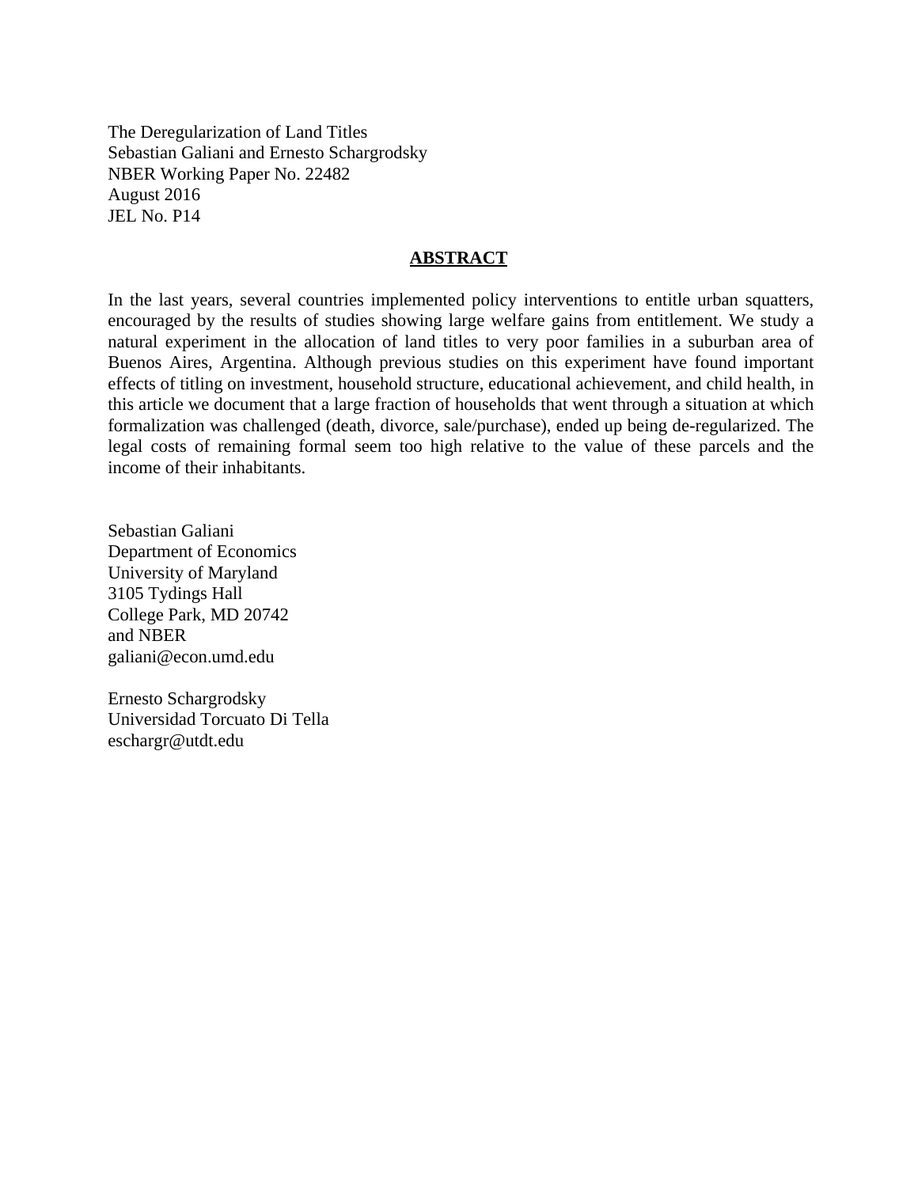The Deregularization of Land Titles
Sebastian Galiani and Ernesto Schargrodsky
NBER Working Paper No. 22482
August 2016
JEL No. P14

## ABSTRACT

In the last years, several countries implemented policy interventions to entitle urban squatters, encouraged by the results of studies showing large welfare gains from entitlement. We study a natural experiment in the allocation of land titles to very poor families in a suburban area of Buenos Aires, Argentina. Although previous studies on this experiment have found important effects of titling on investment, household structure, educational achievement, and child health, in this article we document that a large fraction of households that went through a situation at which formalization was challenged (death, divorce, sale/purchase), ended up being de-regularized. The legal costs of remaining formal seem too high relative to the value of these parcels and the income of their inhabitants.

Sebastian Galiani
Department of Economics
University of Maryland
3105 Tydings Hall
College Park, MD 20742
and NBER
galiani@econ.umd.edu

Ernesto Schargrodsky
Universidad Torcuato Di Tella
eschargr@utdt.edu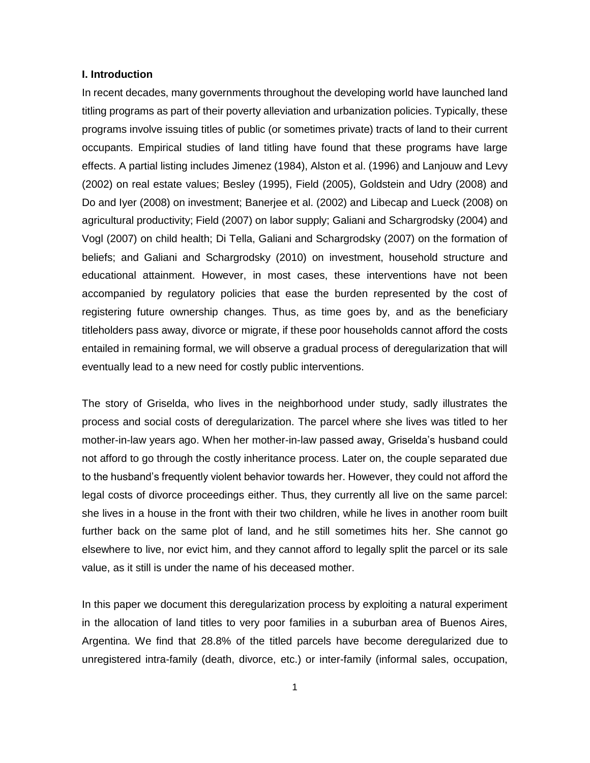## I. Introduction

In recent decades, many governments throughout the developing world have launched land titling programs as part of their poverty alleviation and urbanization policies. Typically, these programs involve issuing titles of public (or sometimes private) tracts of land to their current occupants. Empirical studies of land titling have found that these programs have large effects. A partial listing includes Jimenez (1984), Alston et al. (1996) and Lanjouw and Levy (2002) on real estate values; Besley (1995), Field (2005), Goldstein and Udry (2008) and Do and Iyer (2008) on investment; Banerjee et al. (2002) and Libecap and Lueck (2008) on agricultural productivity; Field (2007) on labor supply; Galiani and Schargrodsky (2004) and Vogl (2007) on child health; Di Tella, Galiani and Schargrodsky (2007) on the formation of beliefs; and Galiani and Schargrodsky (2010) on investment, household structure and educational attainment. However, in most cases, these interventions have not been accompanied by regulatory policies that ease the burden represented by the cost of registering future ownership changes. Thus, as time goes by, and as the beneficiary titleholders pass away, divorce or migrate, if these poor households cannot afford the costs entailed in remaining formal, we will observe a gradual process of deregularization that will eventually lead to a new need for costly public interventions.

The story of Griselda, who lives in the neighborhood under study, sadly illustrates the process and social costs of deregularization. The parcel where she lives was titled to her mother-in-law years ago. When her mother-in-law passed away, Griselda's husband could not afford to go through the costly inheritance process. Later on, the couple separated due to the husband's frequently violent behavior towards her. However, they could not afford the legal costs of divorce proceedings either. Thus, they currently all live on the same parcel: she lives in a house in the front with their two children, while he lives in another room built further back on the same plot of land, and he still sometimes hits her. She cannot go elsewhere to live, nor evict him, and they cannot afford to legally split the parcel or its sale value, as it still is under the name of his deceased mother.

In this paper we document this deregularization process by exploiting a natural experiment in the allocation of land titles to very poor families in a suburban area of Buenos Aires, Argentina. We find that 28.8% of the titled parcels have become deregularized due to unregistered intra-family (death, divorce, etc.) or inter-family (informal sales, occupation,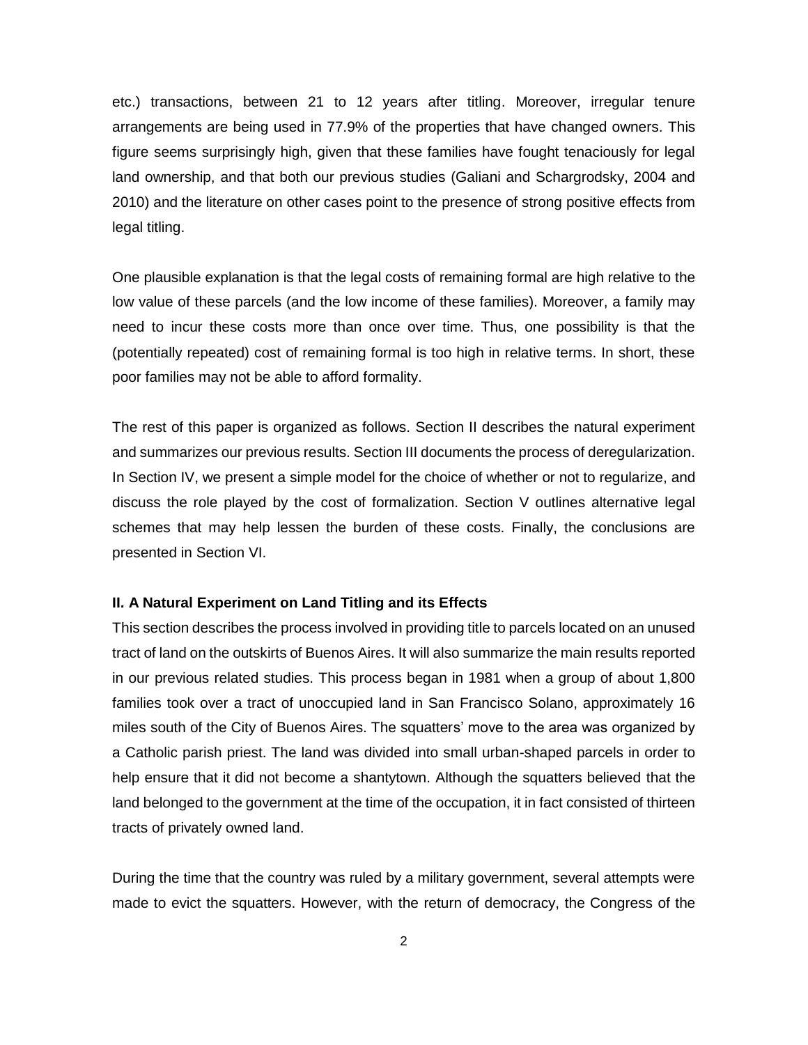etc.) transactions, between 21 to 12 years after titling. Moreover, irregular tenure arrangements are being used in 77.9% of the properties that have changed owners. This figure seems surprisingly high, given that these families have fought tenaciously for legal land ownership, and that both our previous studies (Galiani and Schargrodsky, 2004 and 2010) and the literature on other cases point to the presence of strong positive effects from legal titling.

One plausible explanation is that the legal costs of remaining formal are high relative to the low value of these parcels (and the low income of these families). Moreover, a family may need to incur these costs more than once over time. Thus, one possibility is that the (potentially repeated) cost of remaining formal is too high in relative terms. In short, these poor families may not be able to afford formality.

The rest of this paper is organized as follows. Section II describes the natural experiment and summarizes our previous results. Section III documents the process of deregularization. In Section IV, we present a simple model for the choice of whether or not to regularize, and discuss the role played by the cost of formalization. Section V outlines alternative legal schemes that may help lessen the burden of these costs. Finally, the conclusions are presented in Section VI.

## II. A Natural Experiment on Land Titling and its Effects

This section describes the process involved in providing title to parcels located on an unused tract of land on the outskirts of Buenos Aires. It will also summarize the main results reported in our previous related studies. This process began in 1981 when a group of about 1,800 families took over a tract of unoccupied land in San Francisco Solano, approximately 16 miles south of the City of Buenos Aires. The squatters' move to the area was organized by a Catholic parish priest. The land was divided into small urban-shaped parcels in order to help ensure that it did not become a shantytown. Although the squatters believed that the land belonged to the government at the time of the occupation, it in fact consisted of thirteen tracts of privately owned land.

During the time that the country was ruled by a military government, several attempts were made to evict the squatters. However, with the return of democracy, the Congress of the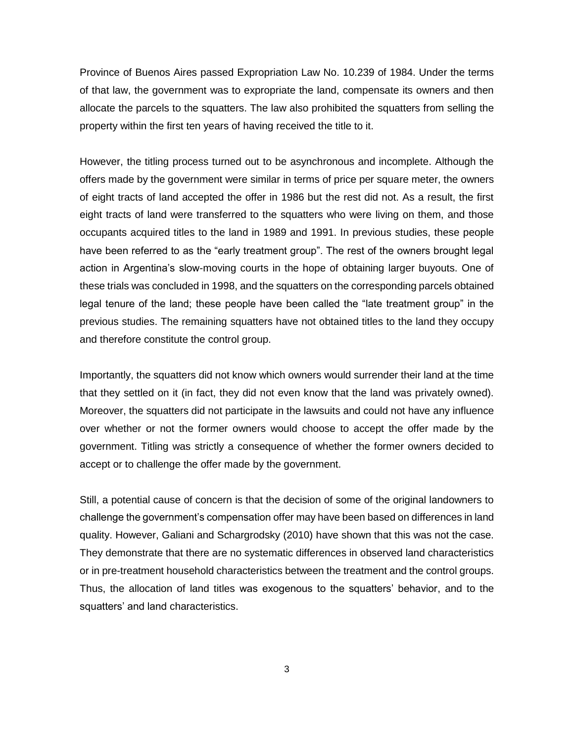Province of Buenos Aires passed Expropriation Law No. 10.239 of 1984. Under the terms of that law, the government was to expropriate the land, compensate its owners and then allocate the parcels to the squatters. The law also prohibited the squatters from selling the property within the first ten years of having received the title to it.

However, the titling process turned out to be asynchronous and incomplete. Although the offers made by the government were similar in terms of price per square meter, the owners of eight tracts of land accepted the offer in 1986 but the rest did not. As a result, the first eight tracts of land were transferred to the squatters who were living on them, and those occupants acquired titles to the land in 1989 and 1991. In previous studies, these people have been referred to as the "early treatment group". The rest of the owners brought legal action in Argentina's slow-moving courts in the hope of obtaining larger buyouts. One of these trials was concluded in 1998, and the squatters on the corresponding parcels obtained legal tenure of the land; these people have been called the "late treatment group" in the previous studies. The remaining squatters have not obtained titles to the land they occupy and therefore constitute the control group.

Importantly, the squatters did not know which owners would surrender their land at the time that they settled on it (in fact, they did not even know that the land was privately owned). Moreover, the squatters did not participate in the lawsuits and could not have any influence over whether or not the former owners would choose to accept the offer made by the government. Titling was strictly a consequence of whether the former owners decided to accept or to challenge the offer made by the government.

Still, a potential cause of concern is that the decision of some of the original landowners to challenge the government's compensation offer may have been based on differences in land quality. However, Galiani and Schargrodsky (2010) have shown that this was not the case. They demonstrate that there are no systematic differences in observed land characteristics or in pre-treatment household characteristics between the treatment and the control groups. Thus, the allocation of land titles was exogenous to the squatters' behavior, and to the squatters' and land characteristics.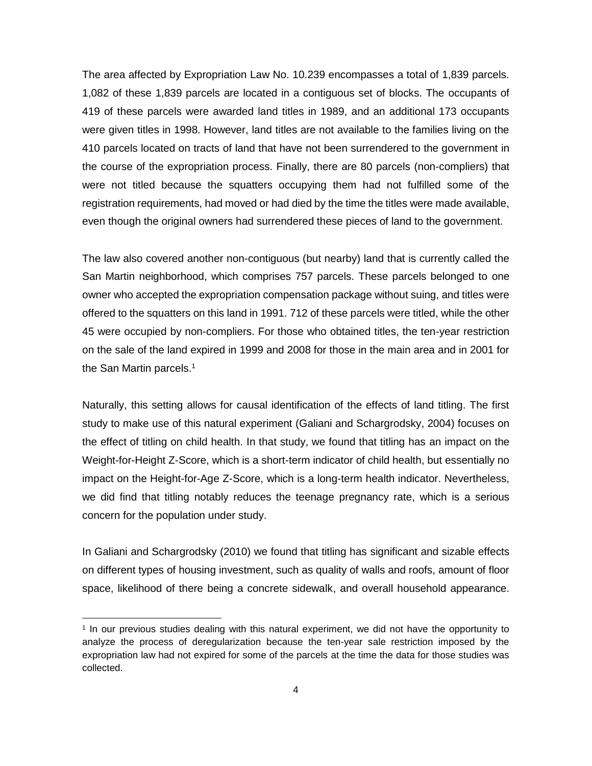The area affected by Expropriation Law No. 10.239 encompasses a total of 1,839 parcels. 1,082 of these 1,839 parcels are located in a contiguous set of blocks. The occupants of 419 of these parcels were awarded land titles in 1989, and an additional 173 occupants were given titles in 1998. However, land titles are not available to the families living on the 410 parcels located on tracts of land that have not been surrendered to the government in the course of the expropriation process. Finally, there are 80 parcels (non-compliers) that were not titled because the squatters occupying them had not fulfilled some of the registration requirements, had moved or had died by the time the titles were made available, even though the original owners had surrendered these pieces of land to the government.

The law also covered another non-contiguous (but nearby) land that is currently called the San Martin neighborhood, which comprises 757 parcels. These parcels belonged to one owner who accepted the expropriation compensation package without suing, and titles were offered to the squatters on this land in 1991. 712 of these parcels were titled, while the other 45 were occupied by non-compliers. For those who obtained titles, the ten-year restriction on the sale of the land expired in 1999 and 2008 for those in the main area and in 2001 for the San Martin parcels.[1]

Naturally, this setting allows for causal identification of the effects of land titling. The first study to make use of this natural experiment (Galiani and Schargrodsky, 2004) focuses on the effect of titling on child health. In that study, we found that titling has an impact on the Weight-for-Height Z-Score, which is a short-term indicator of child health, but essentially no impact on the Height-for-Age Z-Score, which is a long-term health indicator. Nevertheless, we did find that titling notably reduces the teenage pregnancy rate, which is a serious concern for the population under study.

In Galiani and Schargrodsky (2010) we found that titling has significant and sizable effects on different types of housing investment, such as quality of walls and roofs, amount of floor space, likelihood of there being a concrete sidewalk, and overall household appearance.

[1] In our previous studies dealing with this natural experiment, we did not have the opportunity to analyze the process of deregularization because the ten-year sale restriction imposed by the expropriation law had not expired for some of the parcels at the time the data for those studies was collected.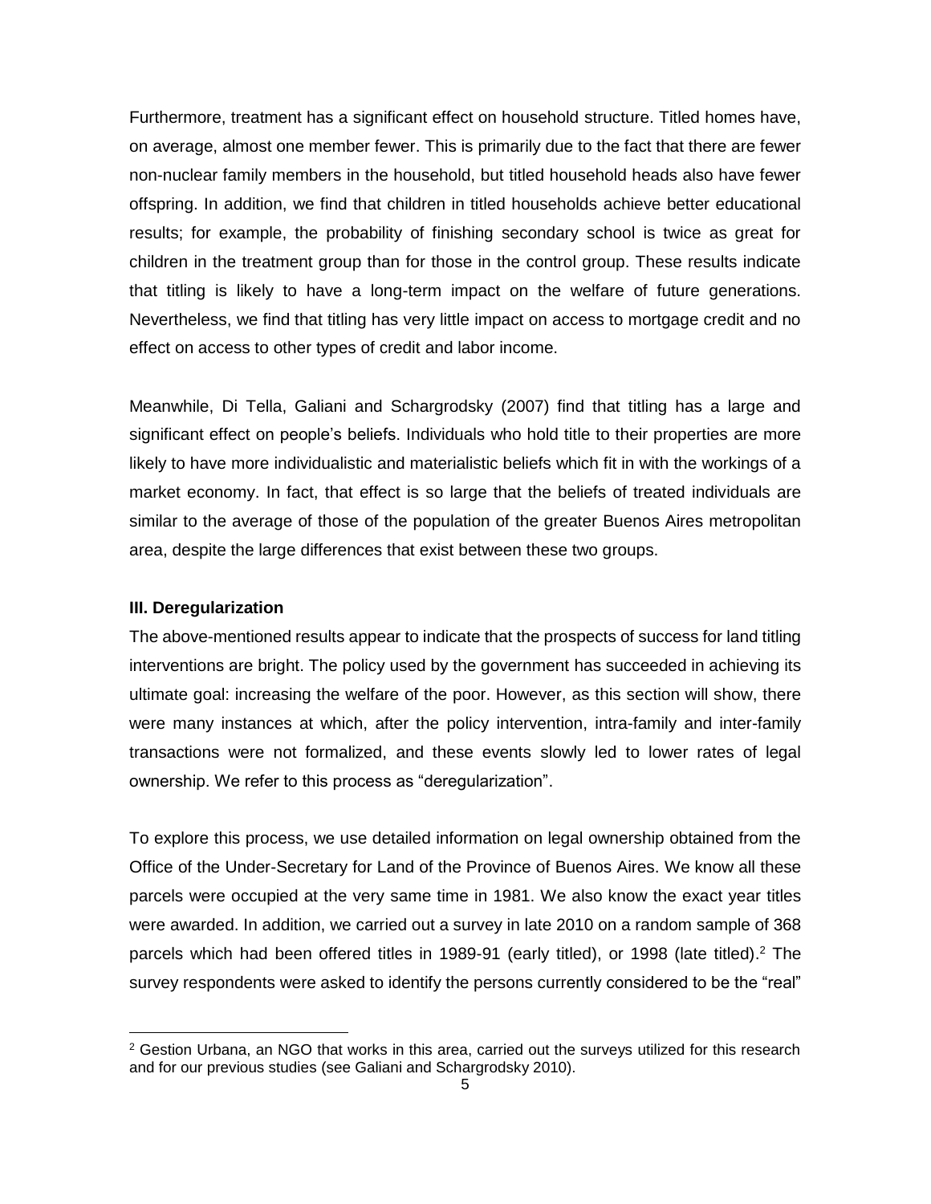Furthermore, treatment has a significant effect on household structure. Titled homes have, on average, almost one member fewer. This is primarily due to the fact that there are fewer non-nuclear family members in the household, but titled household heads also have fewer offspring. In addition, we find that children in titled households achieve better educational results; for example, the probability of finishing secondary school is twice as great for children in the treatment group than for those in the control group. These results indicate that titling is likely to have a long-term impact on the welfare of future generations. Nevertheless, we find that titling has very little impact on access to mortgage credit and no effect on access to other types of credit and labor income.

Meanwhile, Di Tella, Galiani and Schargrodsky (2007) find that titling has a large and significant effect on people's beliefs. Individuals who hold title to their properties are more likely to have more individualistic and materialistic beliefs which fit in with the workings of a market economy. In fact, that effect is so large that the beliefs of treated individuals are similar to the average of those of the population of the greater Buenos Aires metropolitan area, despite the large differences that exist between these two groups.

### III. Deregularization

The above-mentioned results appear to indicate that the prospects of success for land titling interventions are bright. The policy used by the government has succeeded in achieving its ultimate goal: increasing the welfare of the poor. However, as this section will show, there were many instances at which, after the policy intervention, intra-family and inter-family transactions were not formalized, and these events slowly led to lower rates of legal ownership. We refer to this process as "deregularization".

To explore this process, we use detailed information on legal ownership obtained from the Office of the Under-Secretary for Land of the Province of Buenos Aires. We know all these parcels were occupied at the very same time in 1981. We also know the exact year titles were awarded. In addition, we carried out a survey in late 2010 on a random sample of 368 parcels which had been offered titles in 1989-91 (early titled), or 1998 (late titled).[2] The survey respondents were asked to identify the persons currently considered to be the "real"

[2] Gestion Urbana, an NGO that works in this area, carried out the surveys utilized for this research and for our previous studies (see Galiani and Schargrodsky 2010).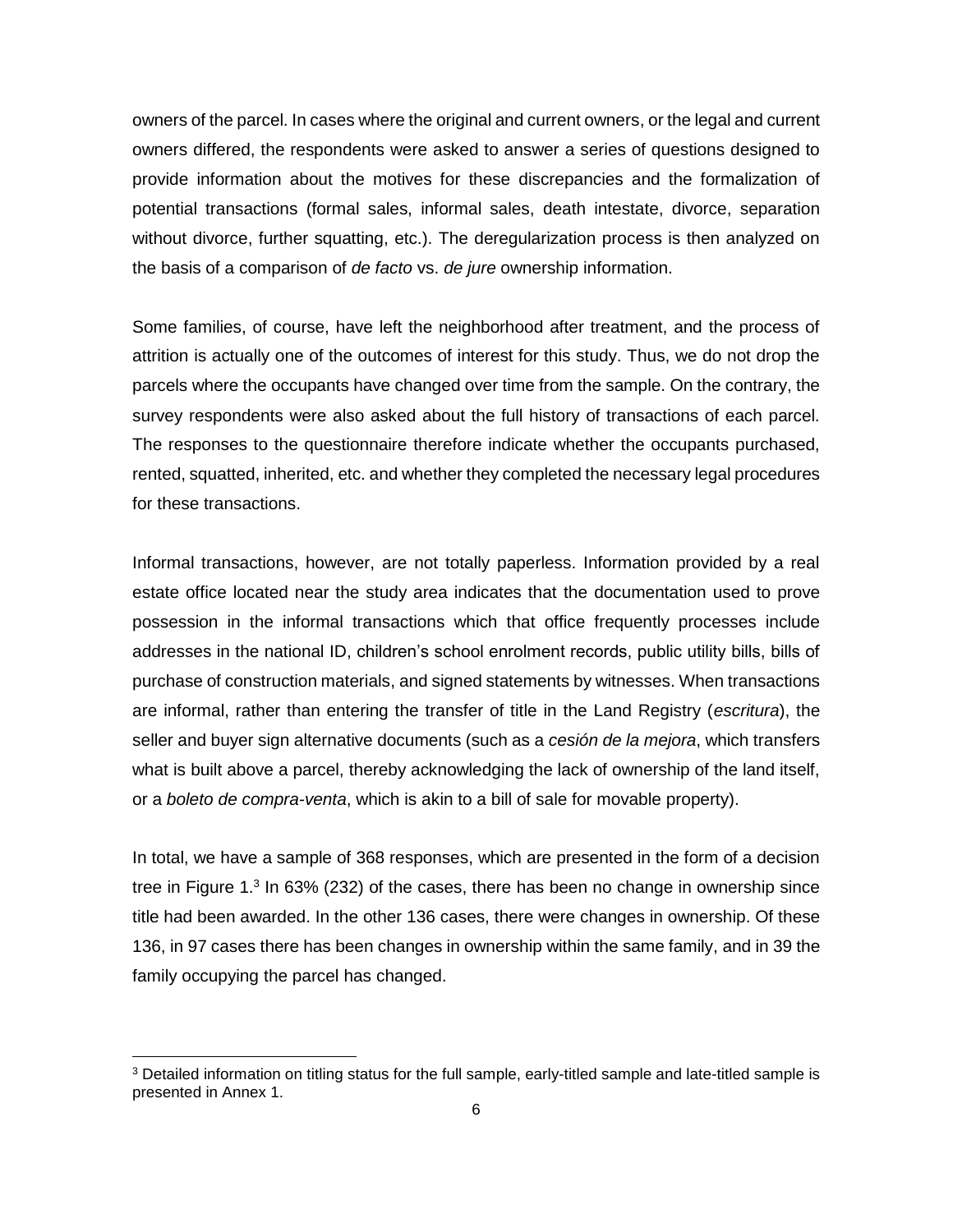owners of the parcel. In cases where the original and current owners, or the legal and current owners differed, the respondents were asked to answer a series of questions designed to provide information about the motives for these discrepancies and the formalization of potential transactions (formal sales, informal sales, death intestate, divorce, separation without divorce, further squatting, etc.). The deregularization process is then analyzed on the basis of a comparison of *de facto* vs. *de jure* ownership information.

Some families, of course, have left the neighborhood after treatment, and the process of attrition is actually one of the outcomes of interest for this study. Thus, we do not drop the parcels where the occupants have changed over time from the sample. On the contrary, the survey respondents were also asked about the full history of transactions of each parcel. The responses to the questionnaire therefore indicate whether the occupants purchased, rented, squatted, inherited, etc. and whether they completed the necessary legal procedures for these transactions.

Informal transactions, however, are not totally paperless. Information provided by a real estate office located near the study area indicates that the documentation used to prove possession in the informal transactions which that office frequently processes include addresses in the national ID, children's school enrolment records, public utility bills, bills of purchase of construction materials, and signed statements by witnesses. When transactions are informal, rather than entering the transfer of title in the Land Registry (*escritura*), the seller and buyer sign alternative documents (such as a *cesión de la mejora*, which transfers what is built above a parcel, thereby acknowledging the lack of ownership of the land itself, or a *boleto de compra-venta*, which is akin to a bill of sale for movable property).

In total, we have a sample of 368 responses, which are presented in the form of a decision tree in Figure 1.[3] In 63% (232) of the cases, there has been no change in ownership since title had been awarded. In the other 136 cases, there were changes in ownership. Of these 136, in 97 cases there has been changes in ownership within the same family, and in 39 the family occupying the parcel has changed.

[3] Detailed information on titling status for the full sample, early-titled sample and late-titled sample is presented in Annex 1.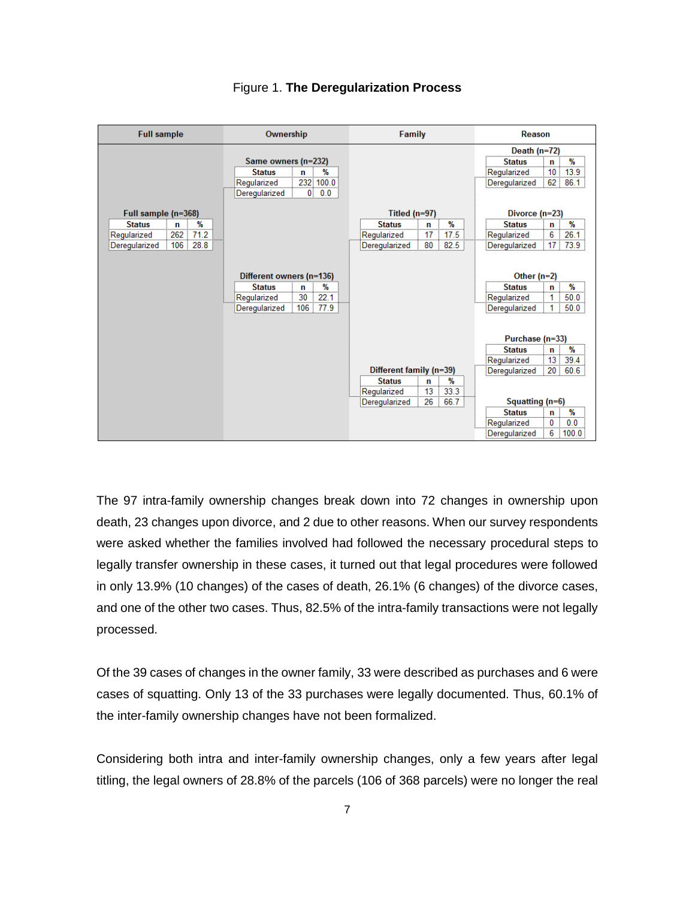Figure 1. **The Deregularization Process**

| Full sample | Ownership | Family | Reason |
|---|---|---|---|
| **Full sample (n=368)** | **Same owners (n=232)** | | |
| Regularized: 262 (71.2%) | Regularized: 232 (100.0%) | | |
| Deregularized: 106 (28.8%) | Deregularized: 0 (0.0%) | | |
| | **Different owners (n=136)** | **Titled (n=97)** | **Death (n=72)** |
| | Regularized: 30 (22.1%) | Regularized: 17 (17.5%) | Regularized: 10 (13.9%) |
| | Deregularized: 106 (77.9%) | Deregularized: 80 (82.5%) | Deregularized: 62 (86.1%) |
| | | | **Divorce (n=23)** |
| | | | Regularized: 6 (26.1%) |
| | | | Deregularized: 17 (73.9%) |
| | | | **Other (n=2)** |
| | | | Regularized: 1 (50.0%) |
| | | | Deregularized: 1 (50.0%) |
| | | **Different family (n=39)** | **Purchase (n=33)** |
| | | Regularized: 13 (33.3%) | Regularized: 13 (39.4%) |
| | | Deregularized: 26 (66.7%) | Deregularized: 20 (60.6%) |
| | | | **Squatting (n=6)** |
| | | | Regularized: 0 (0.0%) |
| | | | Deregularized: 6 (100.0%) |

The 97 intra-family ownership changes break down into 72 changes in ownership upon death, 23 changes upon divorce, and 2 due to other reasons. When our survey respondents were asked whether the families involved had followed the necessary procedural steps to legally transfer ownership in these cases, it turned out that legal procedures were followed in only 13.9% (10 changes) of the cases of death, 26.1% (6 changes) of the divorce cases, and one of the other two cases. Thus, 82.5% of the intra-family transactions were not legally processed.

Of the 39 cases of changes in the owner family, 33 were described as purchases and 6 were cases of squatting. Only 13 of the 33 purchases were legally documented. Thus, 60.1% of the inter-family ownership changes have not been formalized.

Considering both intra and inter-family ownership changes, only a few years after legal titling, the legal owners of 28.8% of the parcels (106 of 368 parcels) were no longer the real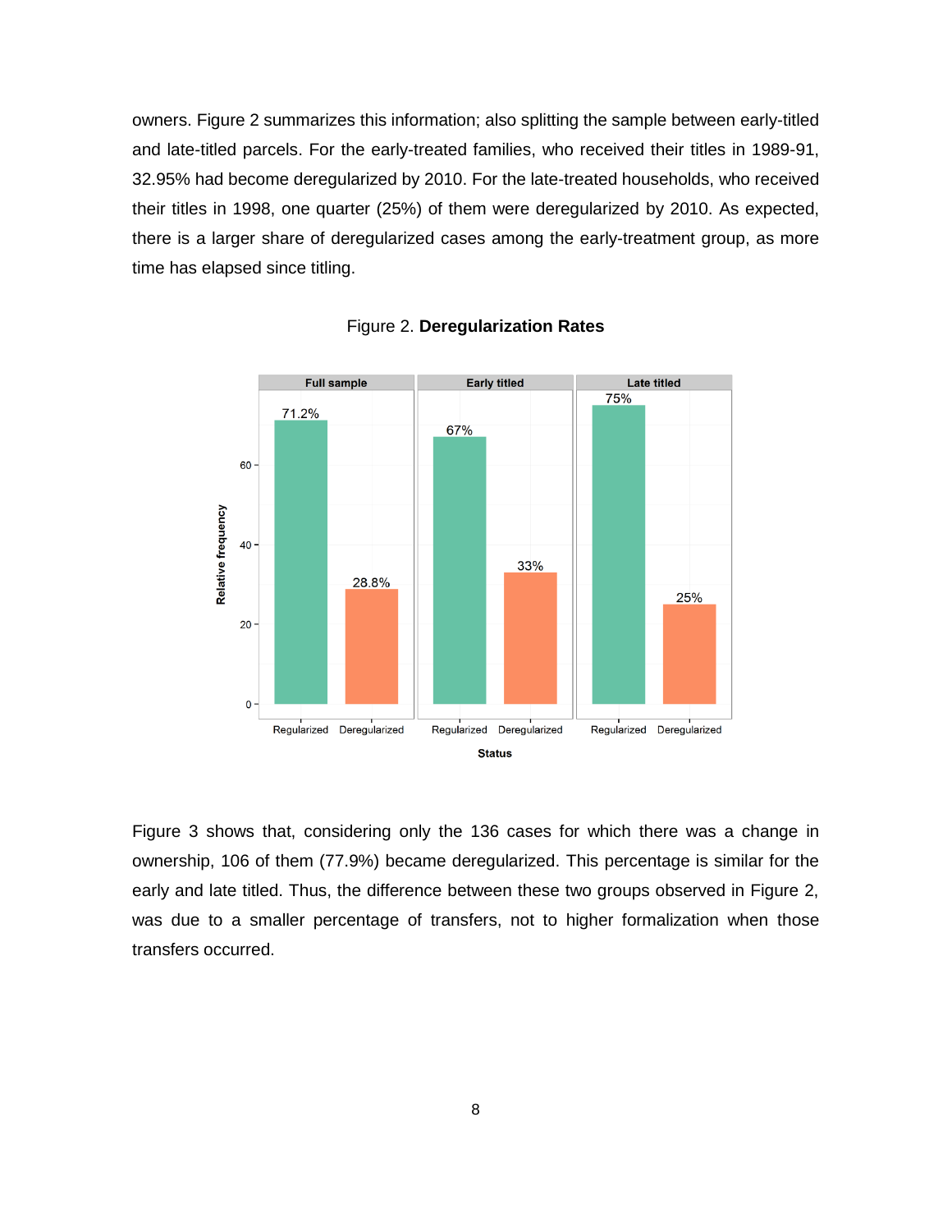owners. Figure 2 summarizes this information; also splitting the sample between early-titled and late-titled parcels. For the early-treated families, who received their titles in 1989-91, 32.95% had become deregularized by 2010. For the late-treated households, who received their titles in 1998, one quarter (25%) of them were deregularized by 2010. As expected, there is a larger share of deregularized cases among the early-treatment group, as more time has elapsed since titling.

Figure 2. **Deregularization Rates**

Figure 3 shows that, considering only the 136 cases for which there was a change in ownership, 106 of them (77.9%) became deregularized. This percentage is similar for the early and late titled. Thus, the difference between these two groups observed in Figure 2, was due to a smaller percentage of transfers, not to higher formalization when those transfers occurred.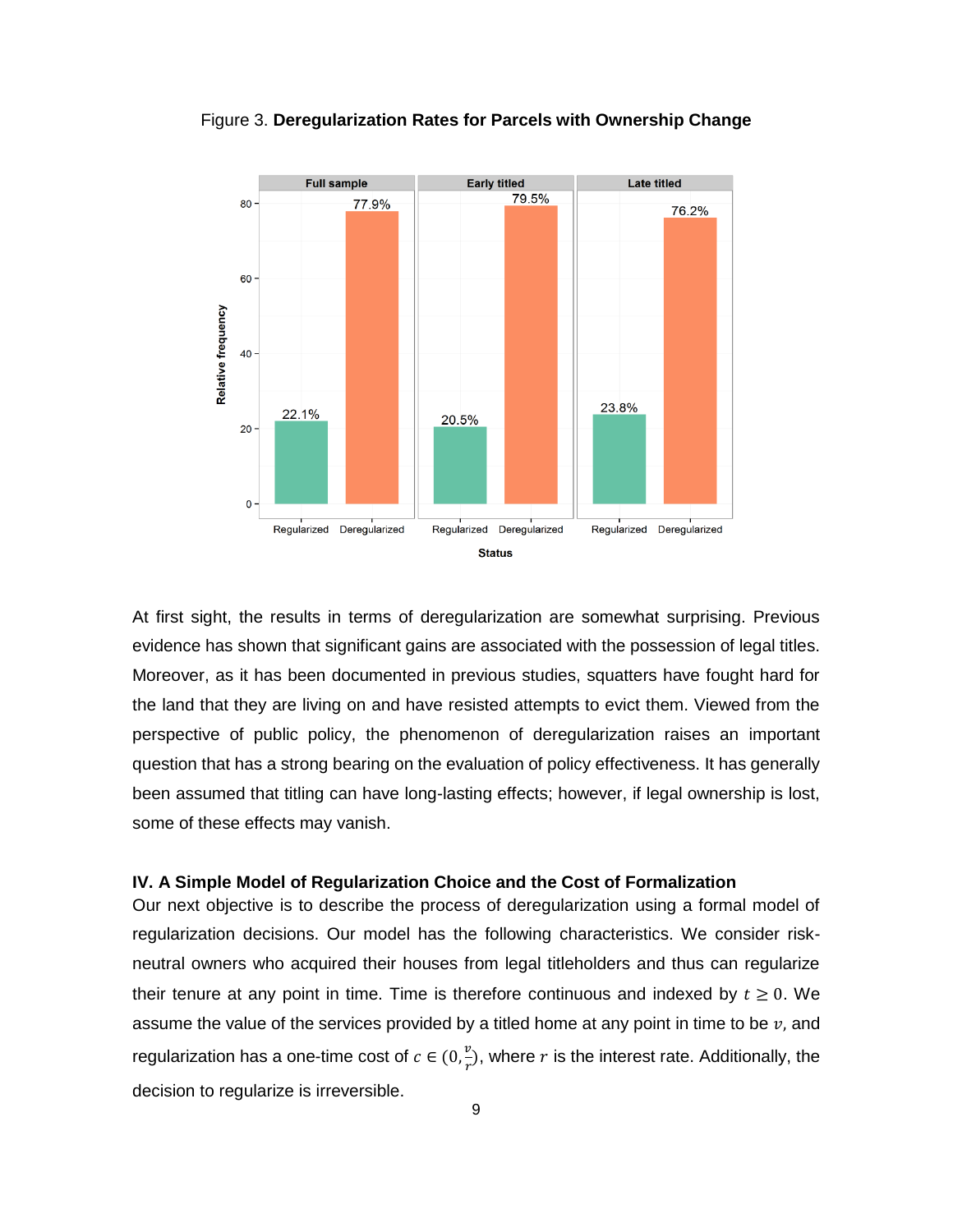Figure 3. **Deregularization Rates for Parcels with Ownership Change**

At first sight, the results in terms of deregularization are somewhat surprising. Previous evidence has shown that significant gains are associated with the possession of legal titles. Moreover, as it has been documented in previous studies, squatters have fought hard for the land that they are living on and have resisted attempts to evict them. Viewed from the perspective of public policy, the phenomenon of deregularization raises an important question that has a strong bearing on the evaluation of policy effectiveness. It has generally been assumed that titling can have long-lasting effects; however, if legal ownership is lost, some of these effects may vanish.

### IV. A Simple Model of Regularization Choice and the Cost of Formalization

Our next objective is to describe the process of deregularization using a formal model of regularization decisions. Our model has the following characteristics. We consider risk-neutral owners who acquired their houses from legal titleholders and thus can regularize their tenure at any point in time. Time is therefore continuous and indexed by $t \geq 0$. We assume the value of the services provided by a titled home at any point in time to be $v$, and regularization has a one-time cost of $c \in (0, \frac{v}{r})$, where $r$ is the interest rate. Additionally, the decision to regularize is irreversible.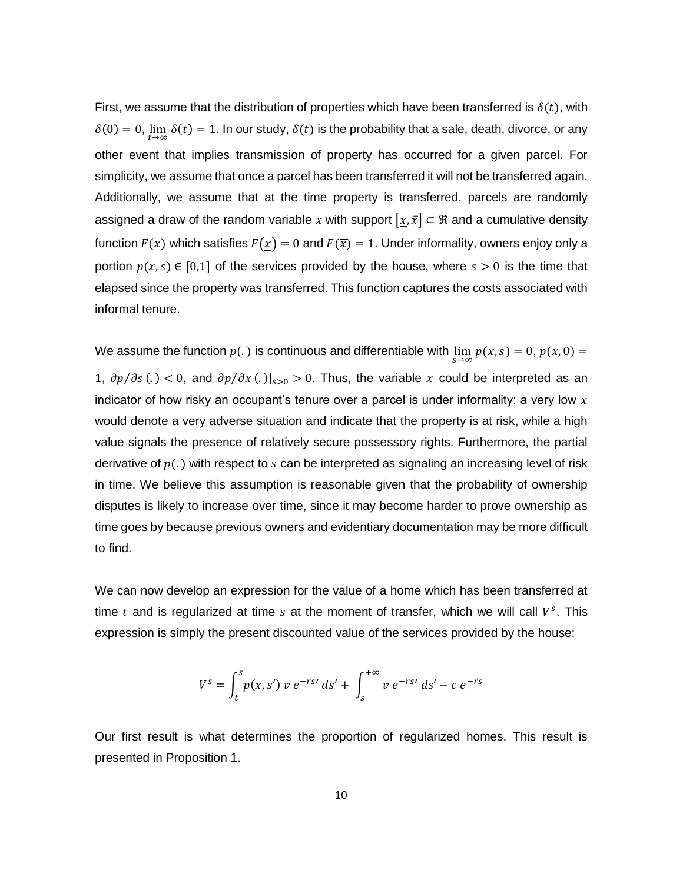First, we assume that the distribution of properties which have been transferred is $\delta(t)$, with $\delta(0) = 0$, $\lim_{t\to\infty} \delta(t) = 1$. In our study, $\delta(t)$ is the probability that a sale, death, divorce, or any other event that implies transmission of property has occurred for a given parcel. For simplicity, we assume that once a parcel has been transferred it will not be transferred again. Additionally, we assume that at the time property is transferred, parcels are randomly assigned a draw of the random variable $x$ with support $[\underline{x}, \overline{x}] \subset \Re$ and a cumulative density function $F(x)$ which satisfies $F(\underline{x}) = 0$ and $F(\overline{x}) = 1$. Under informality, owners enjoy only a portion $p(x, s) \in [0,1]$ of the services provided by the house, where $s > 0$ is the time that elapsed since the property was transferred. This function captures the costs associated with informal tenure.

We assume the function $p(.)$ is continuous and differentiable with $\lim_{s\to\infty} p(x, s) = 0$, $p(x, 0) = 1$, $\partial p/\partial s\,(.) < 0$, and $\partial p/\partial x\,(.)|_{s>0} > 0$. Thus, the variable $x$ could be interpreted as an indicator of how risky an occupant's tenure over a parcel is under informality: a very low $x$ would denote a very adverse situation and indicate that the property is at risk, while a high value signals the presence of relatively secure possessory rights. Furthermore, the partial derivative of $p(.)$ with respect to $s$ can be interpreted as signaling an increasing level of risk in time. We believe this assumption is reasonable given that the probability of ownership disputes is likely to increase over time, since it may become harder to prove ownership as time goes by because previous owners and evidentiary documentation may be more difficult to find.

We can now develop an expression for the value of a home which has been transferred at time $t$ and is regularized at time $s$ at the moment of transfer, which we will call $V^s$. This expression is simply the present discounted value of the services provided by the house:

$$V^s = \int_t^s p(x, s')\, v\, e^{-rs'}\, ds' + \int_s^{+\infty} v\, e^{-rs'}\, ds' - c\, e^{-rs}$$

Our first result is what determines the proportion of regularized homes. This result is presented in Proposition 1.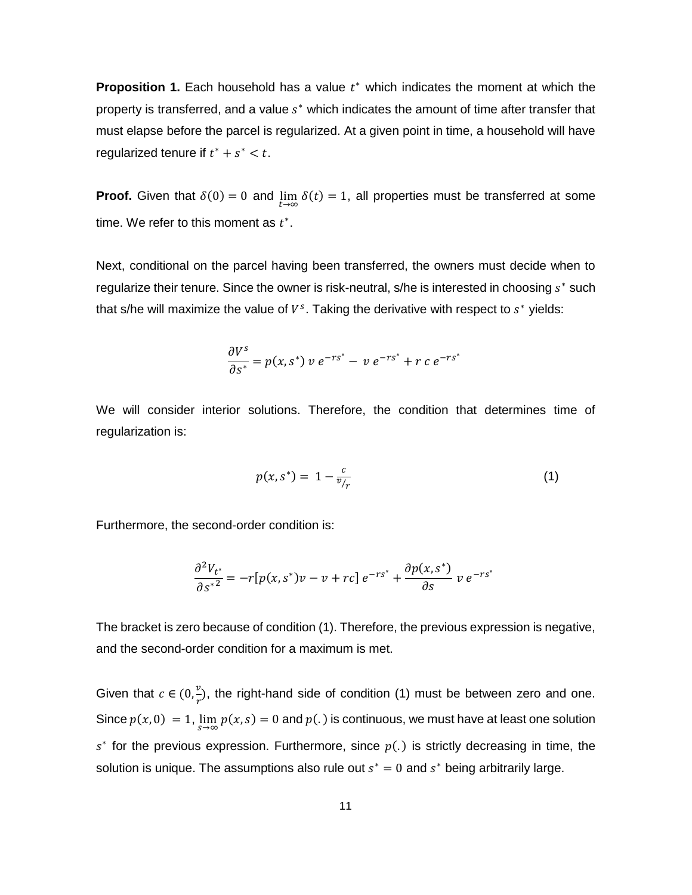**Proposition 1.** Each household has a value $t^*$ which indicates the moment at which the property is transferred, and a value $s^*$ which indicates the amount of time after transfer that must elapse before the parcel is regularized. At a given point in time, a household will have regularized tenure if $t^* + s^* < t$.

**Proof.** Given that $\delta(0) = 0$ and $\lim_{t\to\infty} \delta(t) = 1$, all properties must be transferred at some time. We refer to this moment as $t^*$.

Next, conditional on the parcel having been transferred, the owners must decide when to regularize their tenure. Since the owner is risk-neutral, s/he is interested in choosing $s^*$ such that s/he will maximize the value of $V^s$. Taking the derivative with respect to $s^*$ yields:

$$\frac{\partial V^s}{\partial s^*} = p(x, s^*)\, v\, e^{-rs^*} - \, v\, e^{-rs^*} + r\, c\, e^{-rs^*}$$

We will consider interior solutions. Therefore, the condition that determines time of regularization is:

$$p(x, s^*) = \, 1 - \frac{c}{v/_{r}} \qquad (1)$$

Furthermore, the second-order condition is:

$$\frac{\partial^2 V_{t^*}}{\partial {s^*}^2} = -r[p(x, s^*)v - v + rc]\, e^{-rs^*} + \frac{\partial p(x, s^*)}{\partial s}\, v\, e^{-rs^*}$$

The bracket is zero because of condition (1). Therefore, the previous expression is negative, and the second-order condition for a maximum is met.

Given that $c \in (0, \frac{v}{r})$, the right-hand side of condition (1) must be between zero and one. Since $p(x, 0) = 1$, $\lim_{s\to\infty} p(x, s) = 0$ and $p(.)$ is continuous, we must have at least one solution $s^*$ for the previous expression. Furthermore, since $p(.)$ is strictly decreasing in time, the solution is unique. The assumptions also rule out $s^* = 0$ and $s^*$ being arbitrarily large.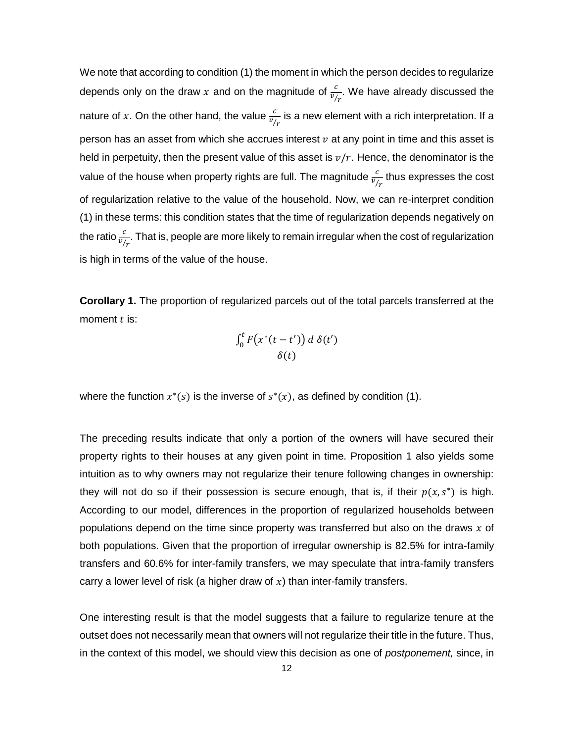We note that according to condition (1) the moment in which the person decides to regularize depends only on the draw $x$ and on the magnitude of $\frac{c}{v/r}$. We have already discussed the nature of $x$. On the other hand, the value $\frac{c}{v/r}$ is a new element with a rich interpretation. If a person has an asset from which she accrues interest $v$ at any point in time and this asset is held in perpetuity, then the present value of this asset is $v/r$. Hence, the denominator is the value of the house when property rights are full. The magnitude $\frac{c}{v/r}$ thus expresses the cost of regularization relative to the value of the household. Now, we can re-interpret condition (1) in these terms: this condition states that the time of regularization depends negatively on the ratio $\frac{c}{v/r}$. That is, people are more likely to remain irregular when the cost of regularization is high in terms of the value of the house.

**Corollary 1.** The proportion of regularized parcels out of the total parcels transferred at the moment $t$ is:

$$\frac{\int_0^t F\big(x^*(t-t')\big)\, d\, \delta(t')}{\delta(t)}$$

where the function $x^*(s)$ is the inverse of $s^*(x)$, as defined by condition (1).

The preceding results indicate that only a portion of the owners will have secured their property rights to their houses at any given point in time. Proposition 1 also yields some intuition as to why owners may not regularize their tenure following changes in ownership: they will not do so if their possession is secure enough, that is, if their $p(x, s^*)$ is high. According to our model, differences in the proportion of regularized households between populations depend on the time since property was transferred but also on the draws $x$ of both populations. Given that the proportion of irregular ownership is 82.5% for intra-family transfers and 60.6% for inter-family transfers, we may speculate that intra-family transfers carry a lower level of risk (a higher draw of $x$) than inter-family transfers.

One interesting result is that the model suggests that a failure to regularize tenure at the outset does not necessarily mean that owners will not regularize their title in the future. Thus, in the context of this model, we should view this decision as one of *postponement,* since, in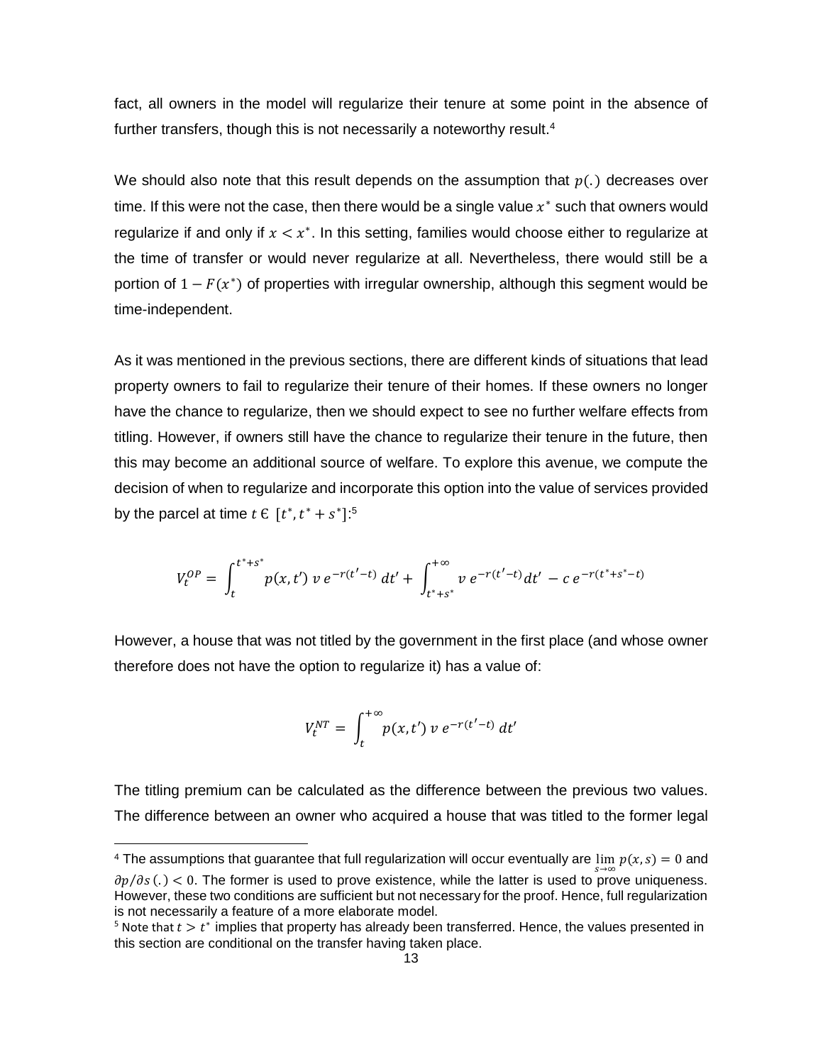fact, all owners in the model will regularize their tenure at some point in the absence of further transfers, though this is not necessarily a noteworthy result.[4]

We should also note that this result depends on the assumption that $p(.)$ decreases over time. If this were not the case, then there would be a single value $x^*$ such that owners would regularize if and only if $x < x^*$. In this setting, families would choose either to regularize at the time of transfer or would never regularize at all. Nevertheless, there would still be a portion of $1 - F(x^*)$ of properties with irregular ownership, although this segment would be time-independent.

As it was mentioned in the previous sections, there are different kinds of situations that lead property owners to fail to regularize their tenure of their homes. If these owners no longer have the chance to regularize, then we should expect to see no further welfare effects from titling. However, if owners still have the chance to regularize their tenure in the future, then this may become an additional source of welfare. To explore this avenue, we compute the decision of when to regularize and incorporate this option into the value of services provided by the parcel at time $t \in [t^*, t^* + s^*]$:[5]

$$V_t^{OP} = \int_t^{t^*+s^*} p(x,t')\, v\, e^{-r(t'-t)}\, dt' + \int_{t^*+s^*}^{+\infty} v\, e^{-r(t'-t)} dt' - c\, e^{-r(t^*+s^*-t)}$$

However, a house that was not titled by the government in the first place (and whose owner therefore does not have the option to regularize it) has a value of:

$$V_t^{NT} = \int_t^{+\infty} p(x,t')\, v\, e^{-r(t'-t)}\, dt'$$

The titling premium can be calculated as the difference between the previous two values. The difference between an owner who acquired a house that was titled to the former legal

[4] The assumptions that guarantee that full regularization will occur eventually are $\lim_{s\to\infty} p(x,s) = 0$ and $\partial p/\partial s\,(.) < 0$. The former is used to prove existence, while the latter is used to prove uniqueness. However, these two conditions are sufficient but not necessary for the proof. Hence, full regularization is not necessarily a feature of a more elaborate model.

[5] Note that $t > t^*$ implies that property has already been transferred. Hence, the values presented in this section are conditional on the transfer having taken place.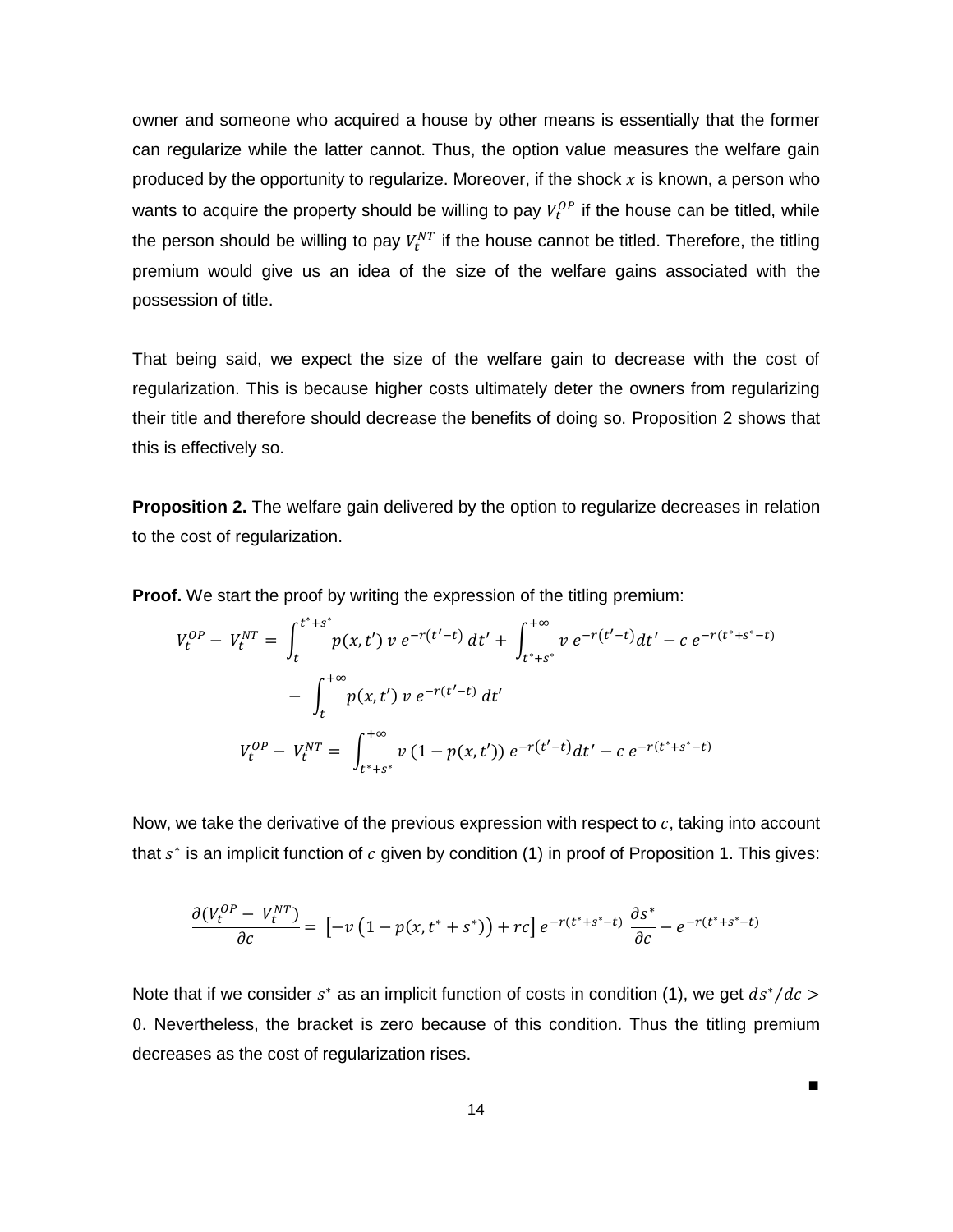owner and someone who acquired a house by other means is essentially that the former can regularize while the latter cannot. Thus, the option value measures the welfare gain produced by the opportunity to regularize. Moreover, if the shock $x$ is known, a person who wants to acquire the property should be willing to pay $V_t^{OP}$ if the house can be titled, while the person should be willing to pay $V_t^{NT}$ if the house cannot be titled. Therefore, the titling premium would give us an idea of the size of the welfare gains associated with the possession of title.

That being said, we expect the size of the welfare gain to decrease with the cost of regularization. This is because higher costs ultimately deter the owners from regularizing their title and therefore should decrease the benefits of doing so. Proposition 2 shows that this is effectively so.

**Proposition 2.** The welfare gain delivered by the option to regularize decreases in relation to the cost of regularization.

**Proof.** We start the proof by writing the expression of the titling premium:

$$V_t^{OP} - V_t^{NT} = \int_t^{t^*+s^*} p(x,t')\, v\, e^{-r(t'-t)}\, dt' + \int_{t^*+s^*}^{+\infty} v\, e^{-r(t'-t)} dt' - c\, e^{-r(t^*+s^*-t)}$$

$$- \int_t^{+\infty} p(x,t')\, v\, e^{-r(t'-t)}\, dt'$$

$$V_t^{OP} - V_t^{NT} = \int_{t^*+s^*}^{+\infty} v\,(1 - p(x,t'))\, e^{-r(t'-t)} dt' - c\, e^{-r(t^*+s^*-t)}$$

Now, we take the derivative of the previous expression with respect to $c$, taking into account that $s^*$ is an implicit function of $c$ given by condition (1) in proof of Proposition 1. This gives:

$$\frac{\partial (V_t^{OP} - V_t^{NT})}{\partial c} = \left[-v\left(1 - p(x, t^* + s^*)\right) + rc\right] e^{-r(t^*+s^*-t)}\, \frac{\partial s^*}{\partial c} - e^{-r(t^*+s^*-t)}$$

Note that if we consider $s^*$ as an implicit function of costs in condition (1), we get $ds^*/dc > 0$. Nevertheless, the bracket is zero because of this condition. Thus the titling premium decreases as the cost of regularization rises.

■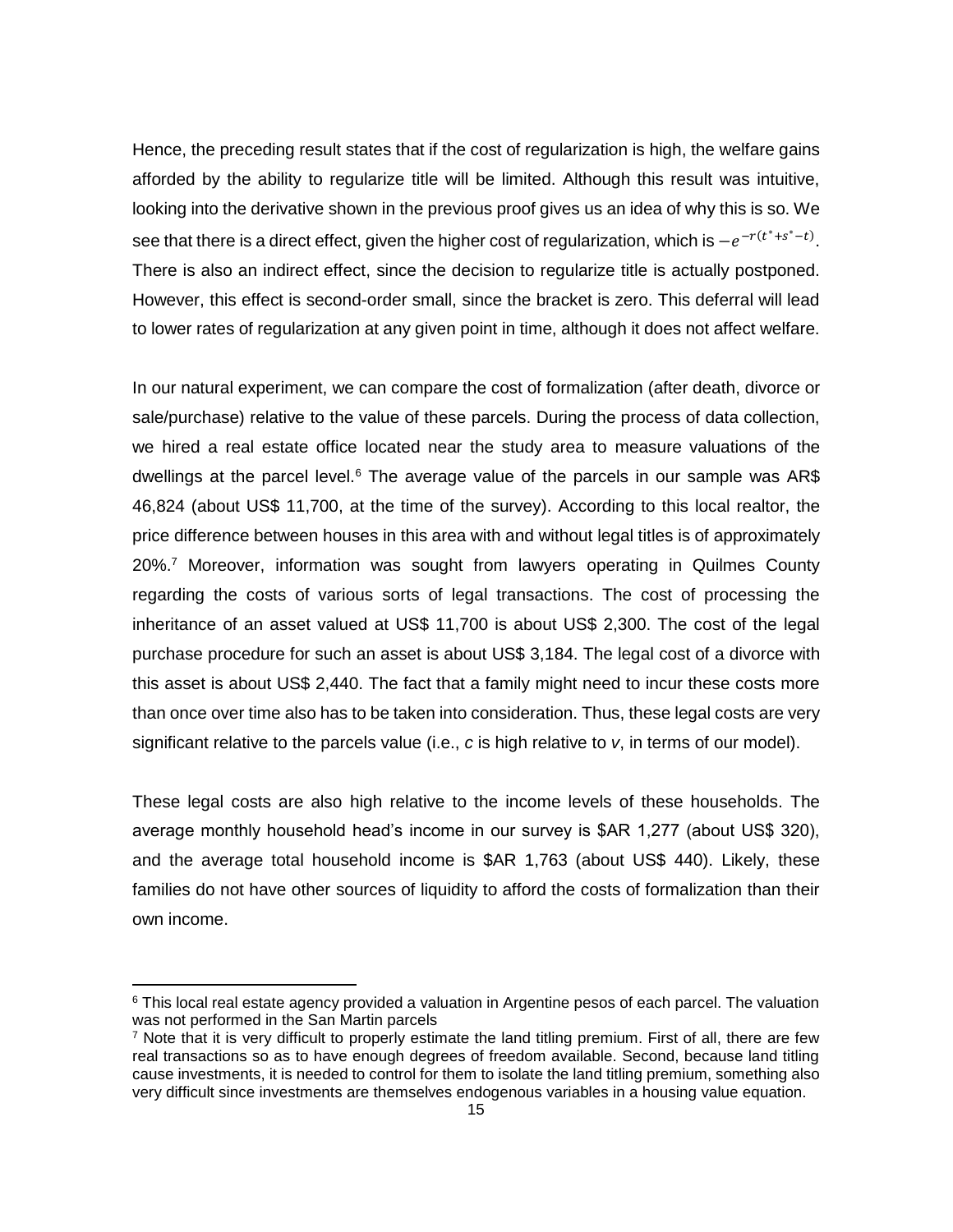Hence, the preceding result states that if the cost of regularization is high, the welfare gains afforded by the ability to regularize title will be limited. Although this result was intuitive, looking into the derivative shown in the previous proof gives us an idea of why this is so. We see that there is a direct effect, given the higher cost of regularization, which is $-e^{-r(t^{*}+s^{*}-t)}$. There is also an indirect effect, since the decision to regularize title is actually postponed. However, this effect is second-order small, since the bracket is zero. This deferral will lead to lower rates of regularization at any given point in time, although it does not affect welfare.

In our natural experiment, we can compare the cost of formalization (after death, divorce or sale/purchase) relative to the value of these parcels. During the process of data collection, we hired a real estate office located near the study area to measure valuations of the dwellings at the parcel level.[6] The average value of the parcels in our sample was AR$ 46,824 (about US$ 11,700, at the time of the survey). According to this local realtor, the price difference between houses in this area with and without legal titles is of approximately 20%.[7] Moreover, information was sought from lawyers operating in Quilmes County regarding the costs of various sorts of legal transactions. The cost of processing the inheritance of an asset valued at US$ 11,700 is about US$ 2,300. The cost of the legal purchase procedure for such an asset is about US$ 3,184. The legal cost of a divorce with this asset is about US$ 2,440. The fact that a family might need to incur these costs more than once over time also has to be taken into consideration. Thus, these legal costs are very significant relative to the parcels value (i.e., $c$ is high relative to $v$, in terms of our model).

These legal costs are also high relative to the income levels of these households. The average monthly household head's income in our survey is $AR 1,277 (about US$ 320), and the average total household income is $AR 1,763 (about US$ 440). Likely, these families do not have other sources of liquidity to afford the costs of formalization than their own income.

---

[6] This local real estate agency provided a valuation in Argentine pesos of each parcel. The valuation was not performed in the San Martin parcels

[7] Note that it is very difficult to properly estimate the land titling premium. First of all, there are few real transactions so as to have enough degrees of freedom available. Second, because land titling cause investments, it is needed to control for them to isolate the land titling premium, something also very difficult since investments are themselves endogenous variables in a housing value equation.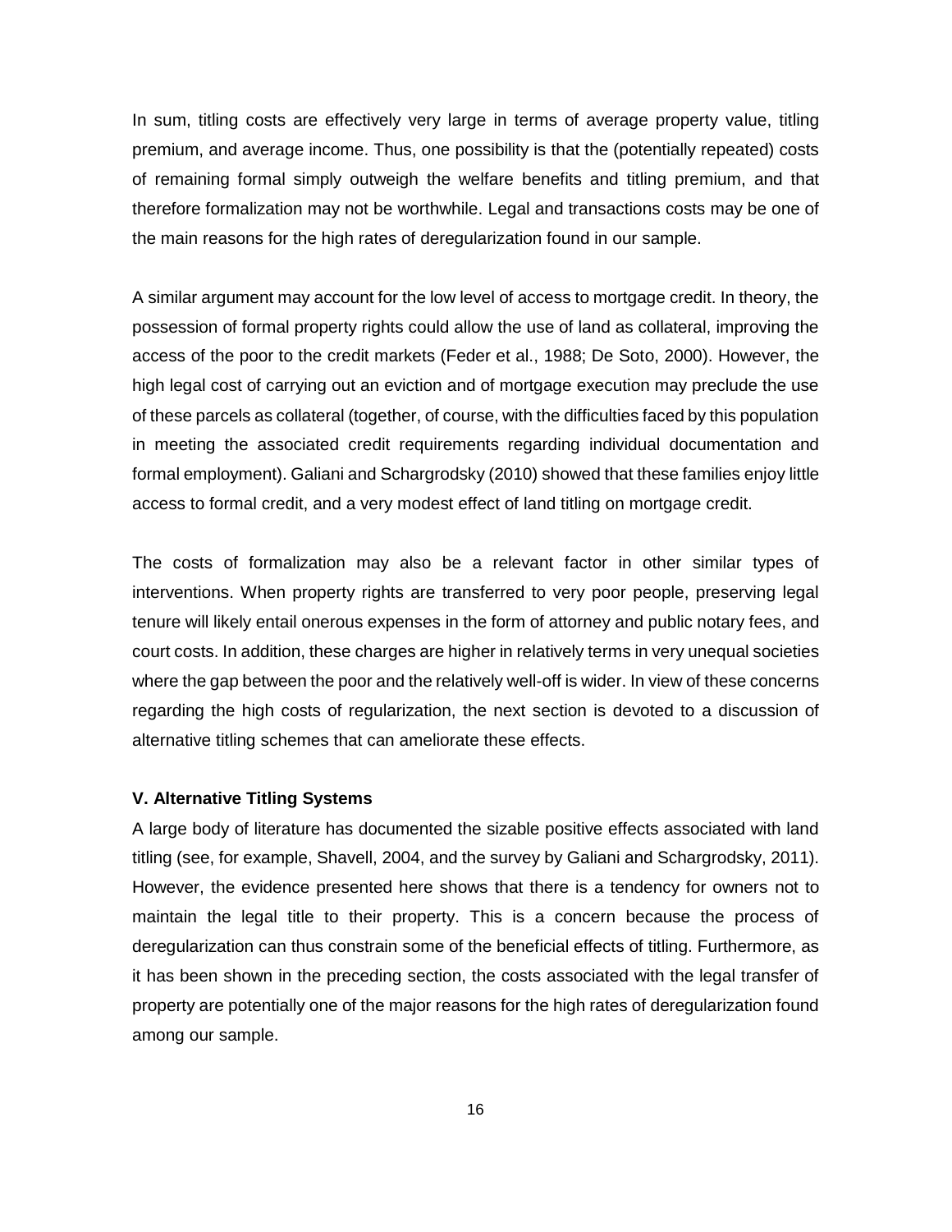In sum, titling costs are effectively very large in terms of average property value, titling premium, and average income. Thus, one possibility is that the (potentially repeated) costs of remaining formal simply outweigh the welfare benefits and titling premium, and that therefore formalization may not be worthwhile. Legal and transactions costs may be one of the main reasons for the high rates of deregularization found in our sample.

A similar argument may account for the low level of access to mortgage credit. In theory, the possession of formal property rights could allow the use of land as collateral, improving the access of the poor to the credit markets (Feder et al., 1988; De Soto, 2000). However, the high legal cost of carrying out an eviction and of mortgage execution may preclude the use of these parcels as collateral (together, of course, with the difficulties faced by this population in meeting the associated credit requirements regarding individual documentation and formal employment). Galiani and Schargrodsky (2010) showed that these families enjoy little access to formal credit, and a very modest effect of land titling on mortgage credit.

The costs of formalization may also be a relevant factor in other similar types of interventions. When property rights are transferred to very poor people, preserving legal tenure will likely entail onerous expenses in the form of attorney and public notary fees, and court costs. In addition, these charges are higher in relatively terms in very unequal societies where the gap between the poor and the relatively well-off is wider. In view of these concerns regarding the high costs of regularization, the next section is devoted to a discussion of alternative titling schemes that can ameliorate these effects.

### V. Alternative Titling Systems

A large body of literature has documented the sizable positive effects associated with land titling (see, for example, Shavell, 2004, and the survey by Galiani and Schargrodsky, 2011). However, the evidence presented here shows that there is a tendency for owners not to maintain the legal title to their property. This is a concern because the process of deregularization can thus constrain some of the beneficial effects of titling. Furthermore, as it has been shown in the preceding section, the costs associated with the legal transfer of property are potentially one of the major reasons for the high rates of deregularization found among our sample.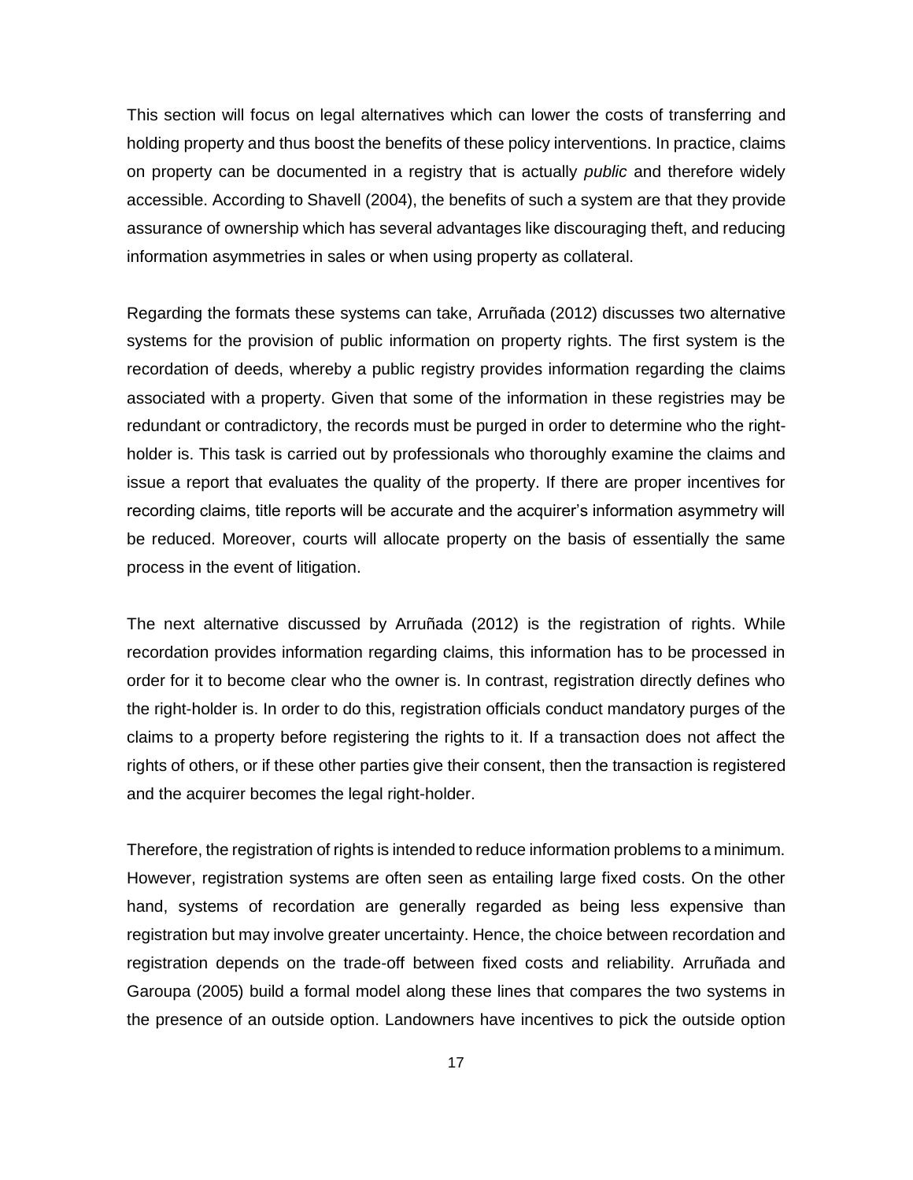This section will focus on legal alternatives which can lower the costs of transferring and holding property and thus boost the benefits of these policy interventions. In practice, claims on property can be documented in a registry that is actually *public* and therefore widely accessible. According to Shavell (2004), the benefits of such a system are that they provide assurance of ownership which has several advantages like discouraging theft, and reducing information asymmetries in sales or when using property as collateral.

Regarding the formats these systems can take, Arruñada (2012) discusses two alternative systems for the provision of public information on property rights. The first system is the recordation of deeds, whereby a public registry provides information regarding the claims associated with a property. Given that some of the information in these registries may be redundant or contradictory, the records must be purged in order to determine who the right-holder is. This task is carried out by professionals who thoroughly examine the claims and issue a report that evaluates the quality of the property. If there are proper incentives for recording claims, title reports will be accurate and the acquirer's information asymmetry will be reduced. Moreover, courts will allocate property on the basis of essentially the same process in the event of litigation.

The next alternative discussed by Arruñada (2012) is the registration of rights. While recordation provides information regarding claims, this information has to be processed in order for it to become clear who the owner is. In contrast, registration directly defines who the right-holder is. In order to do this, registration officials conduct mandatory purges of the claims to a property before registering the rights to it. If a transaction does not affect the rights of others, or if these other parties give their consent, then the transaction is registered and the acquirer becomes the legal right-holder.

Therefore, the registration of rights is intended to reduce information problems to a minimum. However, registration systems are often seen as entailing large fixed costs. On the other hand, systems of recordation are generally regarded as being less expensive than registration but may involve greater uncertainty. Hence, the choice between recordation and registration depends on the trade-off between fixed costs and reliability. Arruñada and Garoupa (2005) build a formal model along these lines that compares the two systems in the presence of an outside option. Landowners have incentives to pick the outside option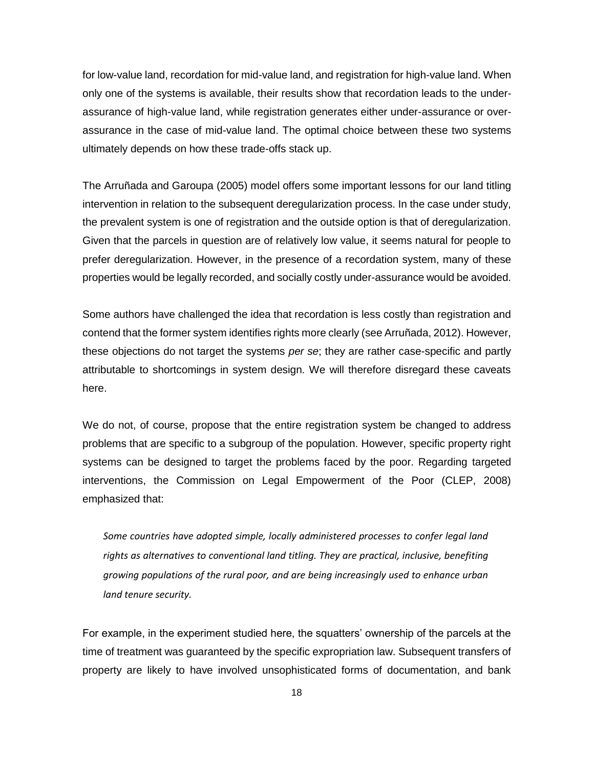for low-value land, recordation for mid-value land, and registration for high-value land. When only one of the systems is available, their results show that recordation leads to the under-assurance of high-value land, while registration generates either under-assurance or over-assurance in the case of mid-value land. The optimal choice between these two systems ultimately depends on how these trade-offs stack up.

The Arruñada and Garoupa (2005) model offers some important lessons for our land titling intervention in relation to the subsequent deregularization process. In the case under study, the prevalent system is one of registration and the outside option is that of deregularization. Given that the parcels in question are of relatively low value, it seems natural for people to prefer deregularization. However, in the presence of a recordation system, many of these properties would be legally recorded, and socially costly under-assurance would be avoided.

Some authors have challenged the idea that recordation is less costly than registration and contend that the former system identifies rights more clearly (see Arruñada, 2012). However, these objections do not target the systems *per se*; they are rather case-specific and partly attributable to shortcomings in system design. We will therefore disregard these caveats here.

We do not, of course, propose that the entire registration system be changed to address problems that are specific to a subgroup of the population. However, specific property right systems can be designed to target the problems faced by the poor. Regarding targeted interventions, the Commission on Legal Empowerment of the Poor (CLEP, 2008) emphasized that:

> *Some countries have adopted simple, locally administered processes to confer legal land rights as alternatives to conventional land titling. They are practical, inclusive, benefiting growing populations of the rural poor, and are being increasingly used to enhance urban land tenure security.*

For example, in the experiment studied here, the squatters' ownership of the parcels at the time of treatment was guaranteed by the specific expropriation law. Subsequent transfers of property are likely to have involved unsophisticated forms of documentation, and bank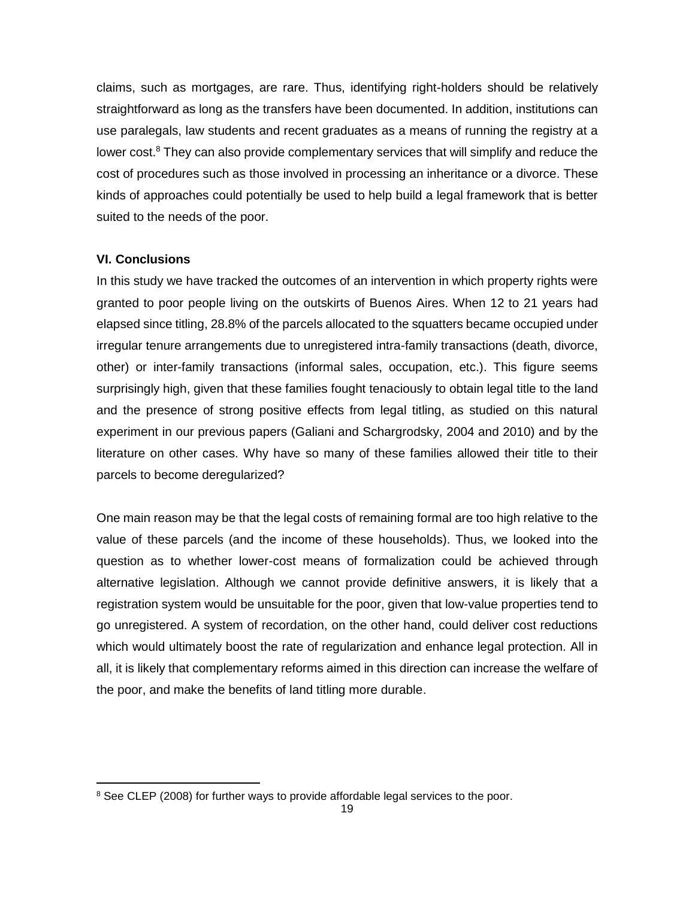claims, such as mortgages, are rare. Thus, identifying right-holders should be relatively straightforward as long as the transfers have been documented. In addition, institutions can use paralegals, law students and recent graduates as a means of running the registry at a lower cost.[8] They can also provide complementary services that will simplify and reduce the cost of procedures such as those involved in processing an inheritance or a divorce. These kinds of approaches could potentially be used to help build a legal framework that is better suited to the needs of the poor.

**VI. Conclusions**

In this study we have tracked the outcomes of an intervention in which property rights were granted to poor people living on the outskirts of Buenos Aires. When 12 to 21 years had elapsed since titling, 28.8% of the parcels allocated to the squatters became occupied under irregular tenure arrangements due to unregistered intra-family transactions (death, divorce, other) or inter-family transactions (informal sales, occupation, etc.). This figure seems surprisingly high, given that these families fought tenaciously to obtain legal title to the land and the presence of strong positive effects from legal titling, as studied on this natural experiment in our previous papers (Galiani and Schargrodsky, 2004 and 2010) and by the literature on other cases. Why have so many of these families allowed their title to their parcels to become deregularized?

One main reason may be that the legal costs of remaining formal are too high relative to the value of these parcels (and the income of these households). Thus, we looked into the question as to whether lower-cost means of formalization could be achieved through alternative legislation. Although we cannot provide definitive answers, it is likely that a registration system would be unsuitable for the poor, given that low-value properties tend to go unregistered. A system of recordation, on the other hand, could deliver cost reductions which would ultimately boost the rate of regularization and enhance legal protection. All in all, it is likely that complementary reforms aimed in this direction can increase the welfare of the poor, and make the benefits of land titling more durable.

[8] See CLEP (2008) for further ways to provide affordable legal services to the poor.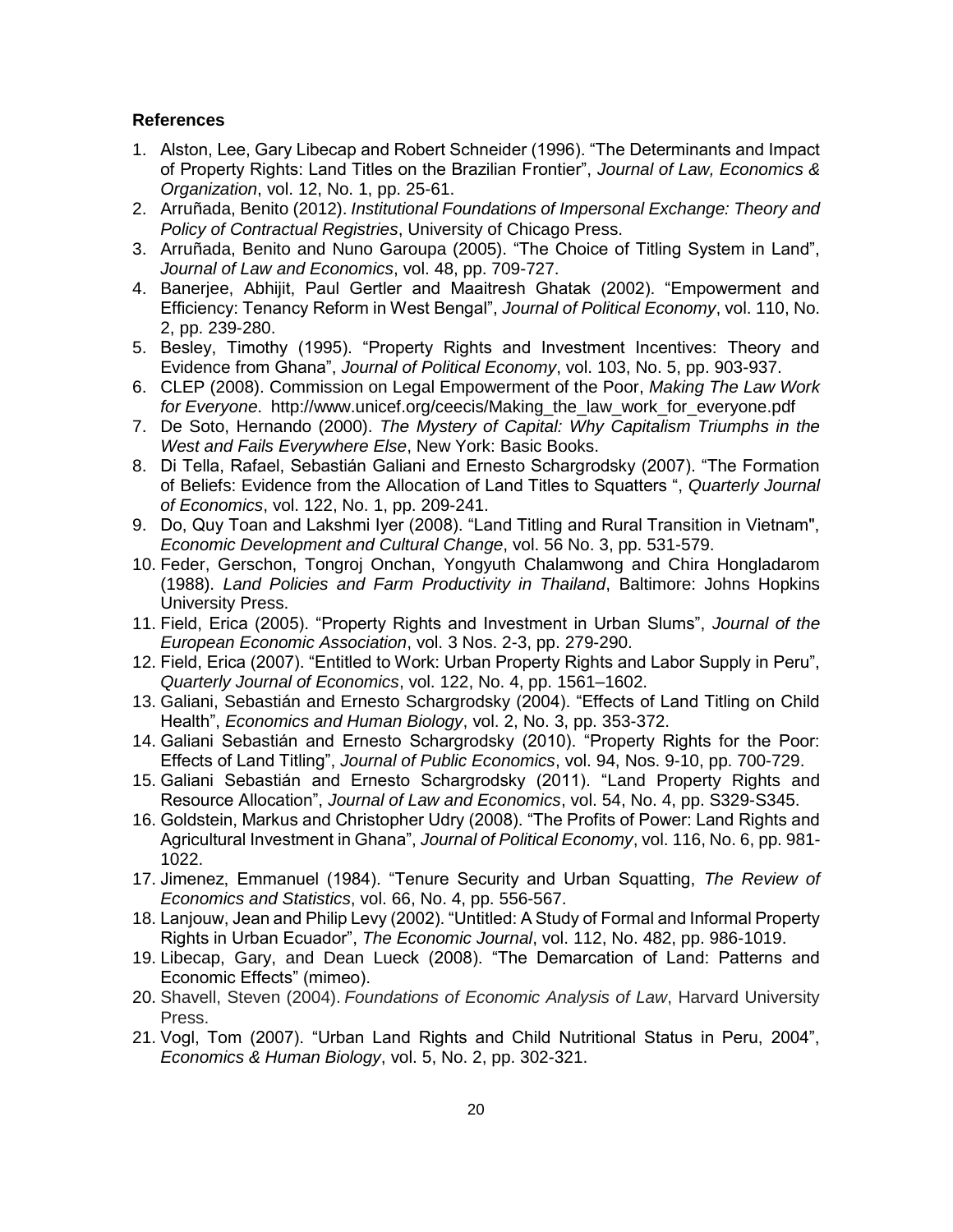## References

1. Alston, Lee, Gary Libecap and Robert Schneider (1996). "The Determinants and Impact of Property Rights: Land Titles on the Brazilian Frontier", *Journal of Law, Economics & Organization*, vol. 12, No. 1, pp. 25-61.
2. Arruñada, Benito (2012). *Institutional Foundations of Impersonal Exchange: Theory and Policy of Contractual Registries*, University of Chicago Press.
3. Arruñada, Benito and Nuno Garoupa (2005). "The Choice of Titling System in Land", *Journal of Law and Economics*, vol. 48, pp. 709-727.
4. Banerjee, Abhijit, Paul Gertler and Maaitresh Ghatak (2002). "Empowerment and Efficiency: Tenancy Reform in West Bengal", *Journal of Political Economy*, vol. 110, No. 2, pp. 239-280.
5. Besley, Timothy (1995). "Property Rights and Investment Incentives: Theory and Evidence from Ghana", *Journal of Political Economy*, vol. 103, No. 5, pp. 903-937.
6. CLEP (2008). Commission on Legal Empowerment of the Poor, *Making The Law Work for Everyone*. http://www.unicef.org/ceecis/Making_the_law_work_for_everyone.pdf
7. De Soto, Hernando (2000). *The Mystery of Capital: Why Capitalism Triumphs in the West and Fails Everywhere Else*, New York: Basic Books.
8. Di Tella, Rafael, Sebastián Galiani and Ernesto Schargrodsky (2007). "The Formation of Beliefs: Evidence from the Allocation of Land Titles to Squatters ", *Quarterly Journal of Economics*, vol. 122, No. 1, pp. 209-241.
9. Do, Quy Toan and Lakshmi Iyer (2008). "Land Titling and Rural Transition in Vietnam", *Economic Development and Cultural Change*, vol. 56 No. 3, pp. 531-579.
10. Feder, Gerschon, Tongroj Onchan, Yongyuth Chalamwong and Chira Hongladarom (1988). *Land Policies and Farm Productivity in Thailand*, Baltimore: Johns Hopkins University Press.
11. Field, Erica (2005). "Property Rights and Investment in Urban Slums", *Journal of the European Economic Association*, vol. 3 Nos. 2-3, pp. 279-290.
12. Field, Erica (2007). "Entitled to Work: Urban Property Rights and Labor Supply in Peru", *Quarterly Journal of Economics*, vol. 122, No. 4, pp. 1561–1602.
13. Galiani, Sebastián and Ernesto Schargrodsky (2004). "Effects of Land Titling on Child Health", *Economics and Human Biology*, vol. 2, No. 3, pp. 353-372.
14. Galiani Sebastián and Ernesto Schargrodsky (2010). "Property Rights for the Poor: Effects of Land Titling", *Journal of Public Economics*, vol. 94, Nos. 9-10, pp. 700-729.
15. Galiani Sebastián and Ernesto Schargrodsky (2011). "Land Property Rights and Resource Allocation", *Journal of Law and Economics*, vol. 54, No. 4, pp. S329-S345.
16. Goldstein, Markus and Christopher Udry (2008). "The Profits of Power: Land Rights and Agricultural Investment in Ghana", *Journal of Political Economy*, vol. 116, No. 6, pp. 981-1022.
17. Jimenez, Emmanuel (1984). "Tenure Security and Urban Squatting, *The Review of Economics and Statistics*, vol. 66, No. 4, pp. 556-567.
18. Lanjouw, Jean and Philip Levy (2002). "Untitled: A Study of Formal and Informal Property Rights in Urban Ecuador", *The Economic Journal*, vol. 112, No. 482, pp. 986-1019.
19. Libecap, Gary, and Dean Lueck (2008). "The Demarcation of Land: Patterns and Economic Effects" (mimeo).
20. Shavell, Steven (2004). *Foundations of Economic Analysis of Law*, Harvard University Press.
21. Vogl, Tom (2007). "Urban Land Rights and Child Nutritional Status in Peru, 2004", *Economics & Human Biology*, vol. 5, No. 2, pp. 302-321.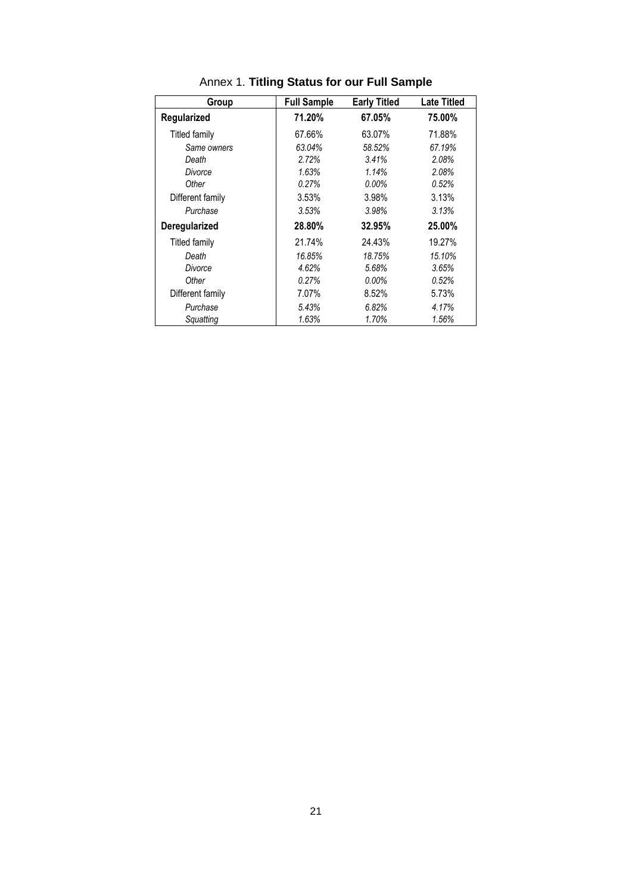Annex 1. **Titling Status for our Full Sample**

| Group | Full Sample | Early Titled | Late Titled |
|---|---|---|---|
| **Regularized** | **71.20%** | **67.05%** | **75.00%** |
| Titled family | 67.66% | 63.07% | 71.88% |
| *Same owners* | *63.04%* | *58.52%* | *67.19%* |
| *Death* | *2.72%* | *3.41%* | *2.08%* |
| *Divorce* | *1.63%* | *1.14%* | *2.08%* |
| *Other* | *0.27%* | *0.00%* | *0.52%* |
| Different family | 3.53% | 3.98% | 3.13% |
| *Purchase* | *3.53%* | *3.98%* | *3.13%* |
| **Deregularized** | **28.80%** | **32.95%** | **25.00%** |
| Titled family | 21.74% | 24.43% | 19.27% |
| *Death* | *16.85%* | *18.75%* | *15.10%* |
| *Divorce* | *4.62%* | *5.68%* | *3.65%* |
| *Other* | *0.27%* | *0.00%* | *0.52%* |
| Different family | 7.07% | 8.52% | 5.73% |
| *Purchase* | *5.43%* | *6.82%* | *4.17%* |
| *Squatting* | *1.63%* | *1.70%* | *1.56%* |